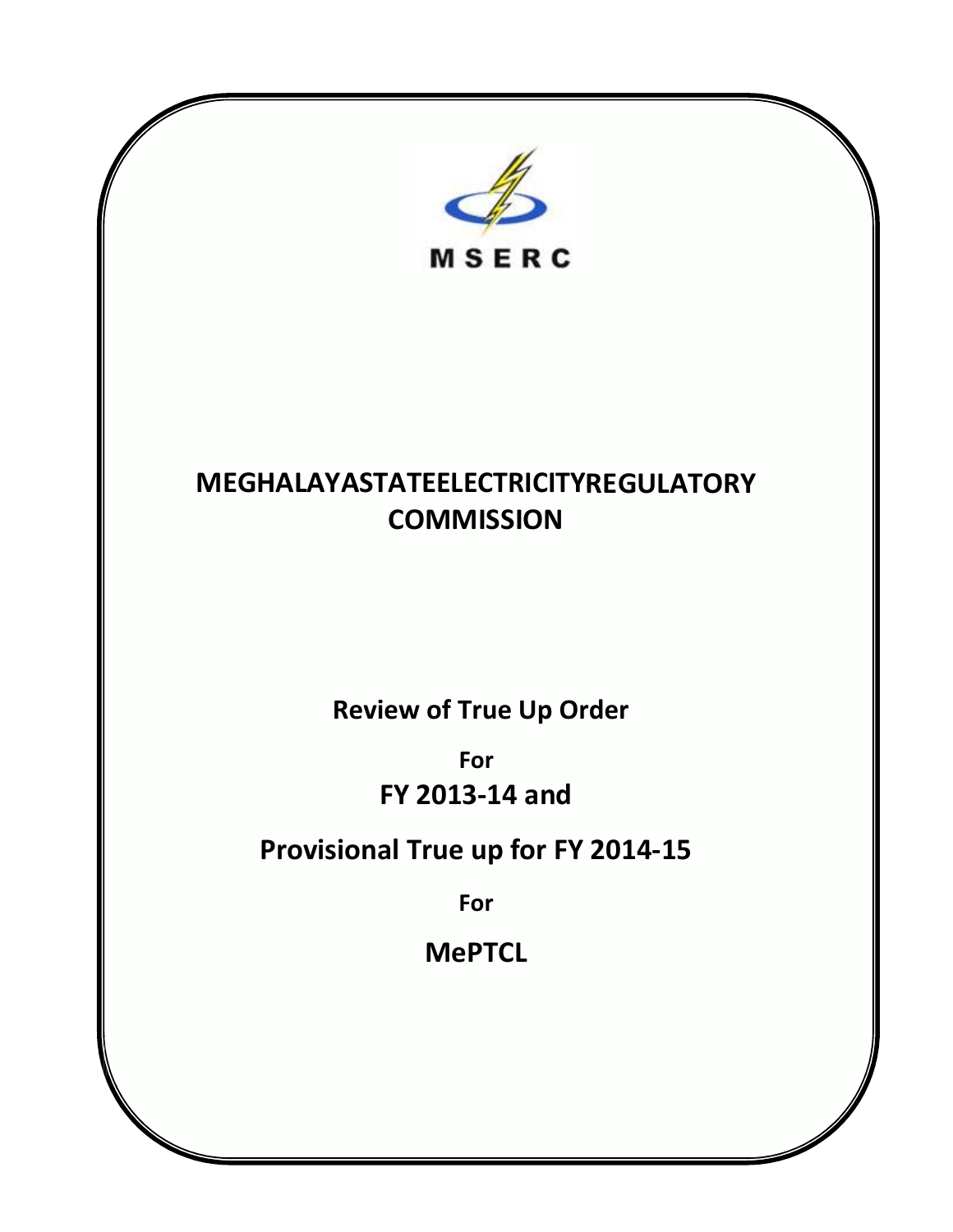MSERC

# MEGHALAYASTATEELECTRICITYREGULATORY COMMISSION

## Review of True Up Order

**For**

## FY 2013-14 and

## Provisional True up for FY 2014-15

**For**

## MePTCL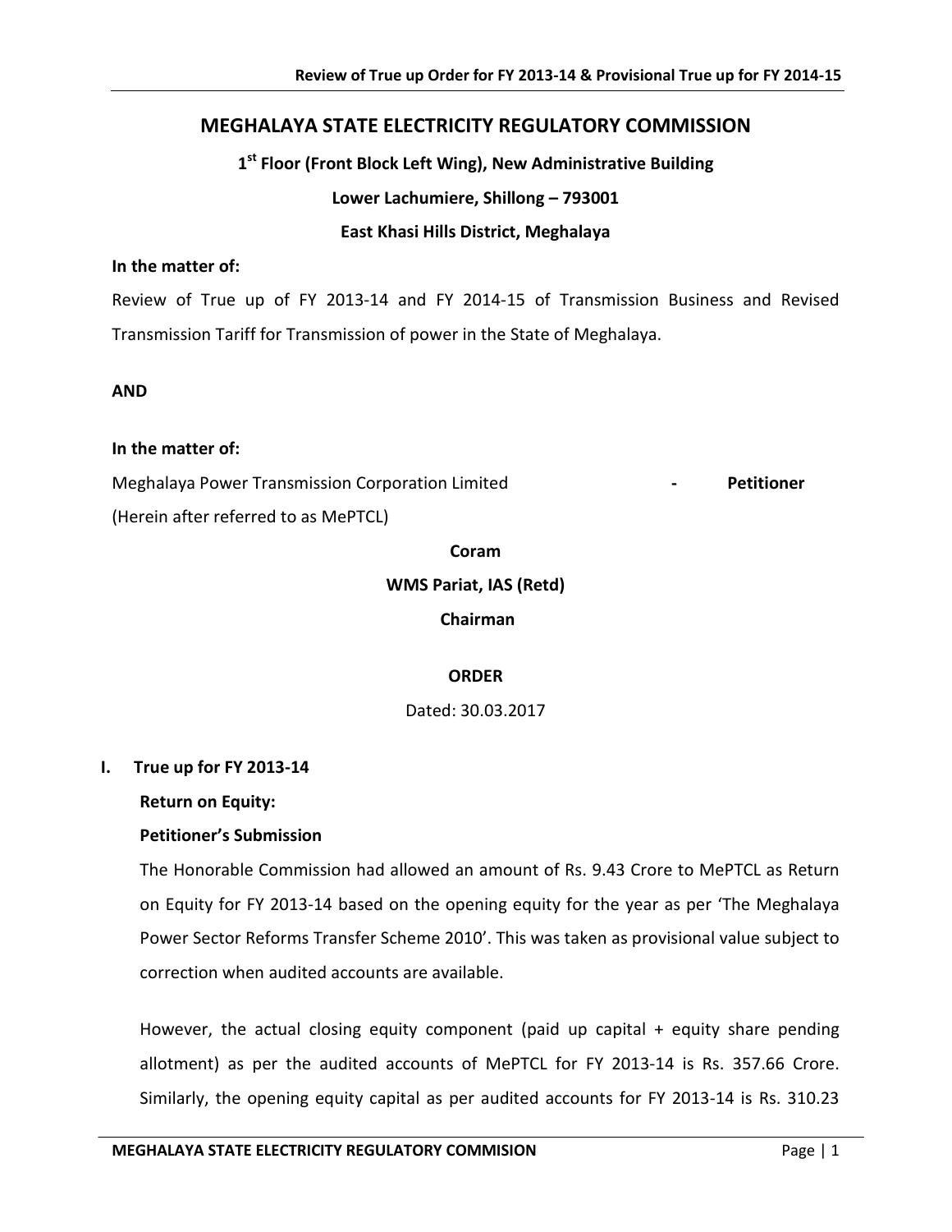# MEGHALAYA STATE ELECTRICITY REGULATORY COMMISSION

**1st Floor (Front Block Left Wing), New Administrative Building**

**Lower Lachumiere, Shillong – 793001**

**East Khasi Hills District, Meghalaya**

**In the matter of:**

Review of True up of FY 2013-14 and FY 2014-15 of Transmission Business and Revised Transmission Tariff for Transmission of power in the State of Meghalaya.

**AND**

**In the matter of:**

Meghalaya Power Transmission Corporation Limited - **Petitioner**

(Herein after referred to as MePTCL)

**Coram**

**WMS Pariat, IAS (Retd)**

**Chairman**

**ORDER**

Dated: 30.03.2017

## I. True up for FY 2013-14

**Return on Equity:**

**Petitioner's Submission**

The Honorable Commission had allowed an amount of Rs. 9.43 Crore to MePTCL as Return on Equity for FY 2013-14 based on the opening equity for the year as per 'The Meghalaya Power Sector Reforms Transfer Scheme 2010'. This was taken as provisional value subject to correction when audited accounts are available.

However, the actual closing equity component (paid up capital + equity share pending allotment) as per the audited accounts of MePTCL for FY 2013-14 is Rs. 357.66 Crore. Similarly, the opening equity capital as per audited accounts for FY 2013-14 is Rs. 310.23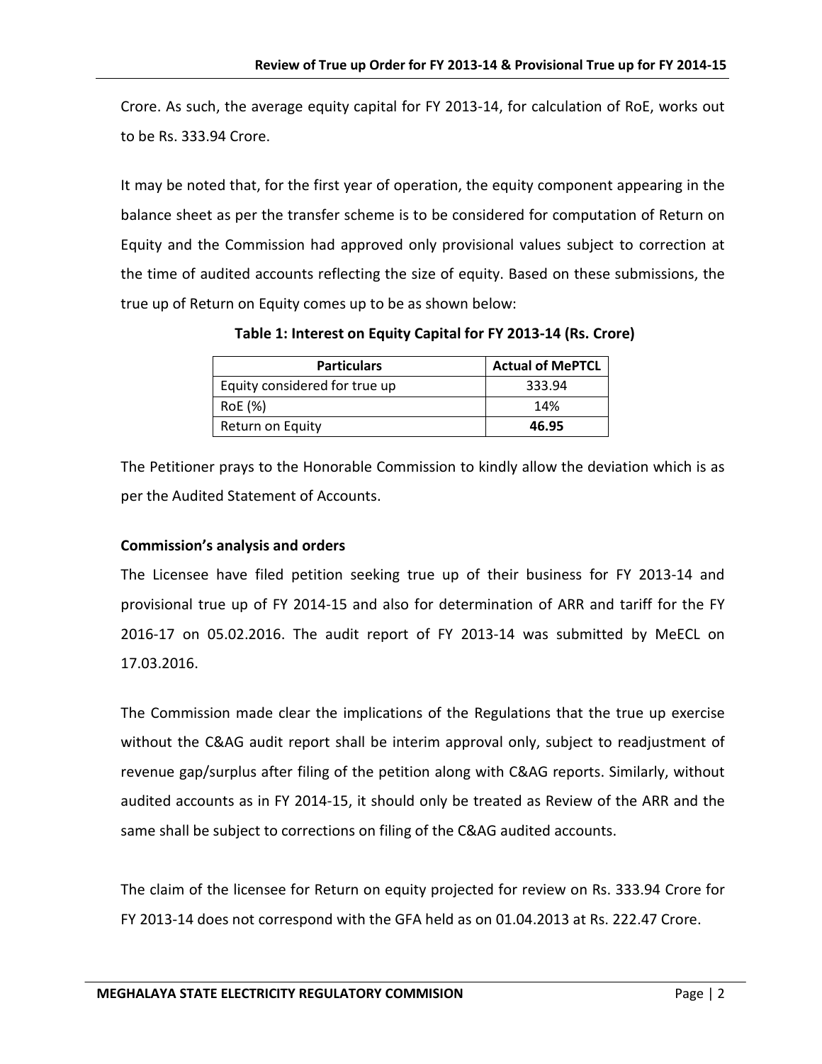Crore. As such, the average equity capital for FY 2013-14, for calculation of RoE, works out to be Rs. 333.94 Crore.

It may be noted that, for the first year of operation, the equity component appearing in the balance sheet as per the transfer scheme is to be considered for computation of Return on Equity and the Commission had approved only provisional values subject to correction at the time of audited accounts reflecting the size of equity. Based on these submissions, the true up of Return on Equity comes up to be as shown below:

**Table 1: Interest on Equity Capital for FY 2013-14 (Rs. Crore)**

| Particulars | Actual of MePTCL |
|---|---|
| Equity considered for true up | 333.94 |
| RoE (%) | 14% |
| Return on Equity | **46.95** |

The Petitioner prays to the Honorable Commission to kindly allow the deviation which is as per the Audited Statement of Accounts.

**Commission's analysis and orders**

The Licensee have filed petition seeking true up of their business for FY 2013-14 and provisional true up of FY 2014-15 and also for determination of ARR and tariff for the FY 2016-17 on 05.02.2016. The audit report of FY 2013-14 was submitted by MeECL on 17.03.2016.

The Commission made clear the implications of the Regulations that the true up exercise without the C&AG audit report shall be interim approval only, subject to readjustment of revenue gap/surplus after filing of the petition along with C&AG reports. Similarly, without audited accounts as in FY 2014-15, it should only be treated as Review of the ARR and the same shall be subject to corrections on filing of the C&AG audited accounts.

The claim of the licensee for Return on equity projected for review on Rs. 333.94 Crore for FY 2013-14 does not correspond with the GFA held as on 01.04.2013 at Rs. 222.47 Crore.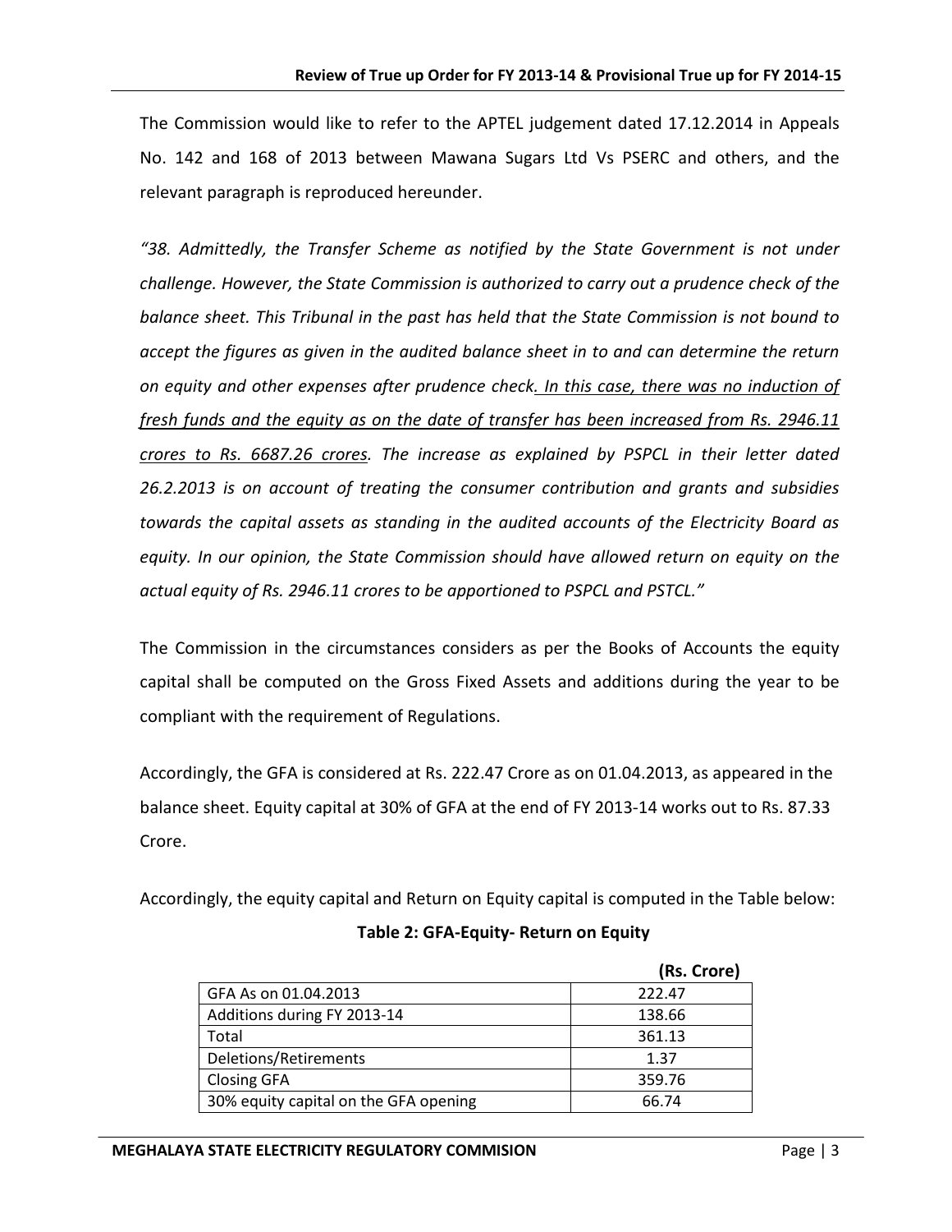The Commission would like to refer to the APTEL judgement dated 17.12.2014 in Appeals No. 142 and 168 of 2013 between Mawana Sugars Ltd Vs PSERC and others, and the relevant paragraph is reproduced hereunder.

*"38. Admittedly, the Transfer Scheme as notified by the State Government is not under challenge. However, the State Commission is authorized to carry out a prudence check of the balance sheet. This Tribunal in the past has held that the State Commission is not bound to accept the figures as given in the audited balance sheet in to and can determine the return on equity and other expenses after prudence check. <u>In this case, there was no induction of fresh funds and the equity as on the date of transfer has been increased from Rs. 2946.11 crores to Rs. 6687.26 crores</u>. The increase as explained by PSPCL in their letter dated 26.2.2013 is on account of treating the consumer contribution and grants and subsidies towards the capital assets as standing in the audited accounts of the Electricity Board as equity. In our opinion, the State Commission should have allowed return on equity on the actual equity of Rs. 2946.11 crores to be apportioned to PSPCL and PSTCL."*

The Commission in the circumstances considers as per the Books of Accounts the equity capital shall be computed on the Gross Fixed Assets and additions during the year to be compliant with the requirement of Regulations.

Accordingly, the GFA is considered at Rs. 222.47 Crore as on 01.04.2013, as appeared in the balance sheet. Equity capital at 30% of GFA at the end of FY 2013-14 works out to Rs. 87.33 Crore.

Accordingly, the equity capital and Return on Equity capital is computed in the Table below:

**Table 2: GFA-Equity- Return on Equity**

| | **(Rs. Crore)** |
|---|---|
| GFA As on 01.04.2013 | 222.47 |
| Additions during FY 2013-14 | 138.66 |
| Total | 361.13 |
| Deletions/Retirements | 1.37 |
| Closing GFA | 359.76 |
| 30% equity capital on the GFA opening | 66.74 |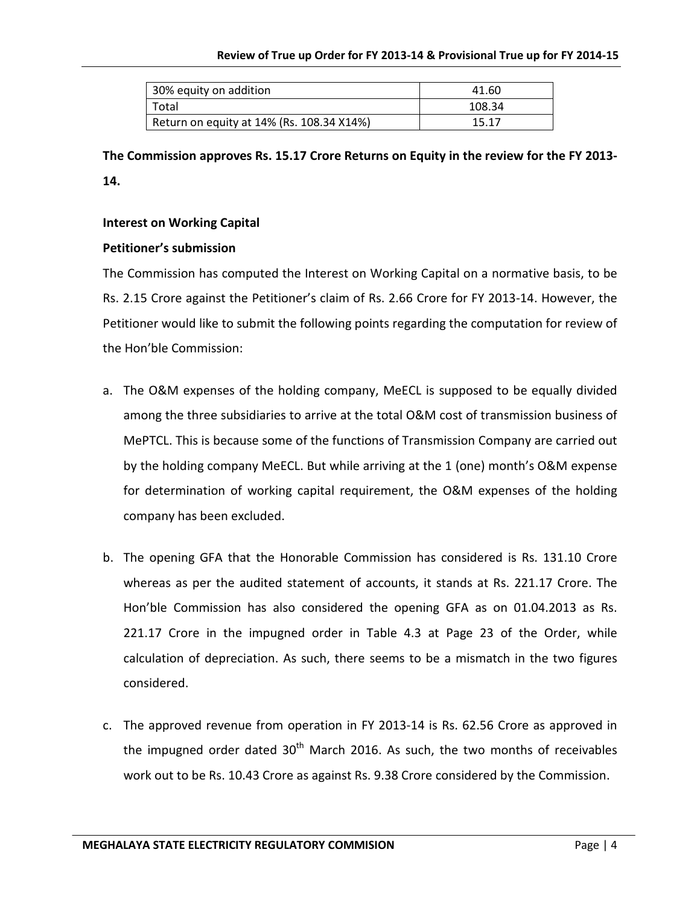| 30% equity on addition | 41.60 |
|---|---|
| Total | 108.34 |
| Return on equity at 14% (Rs. 108.34 X14%) | 15.17 |

**The Commission approves Rs. 15.17 Crore Returns on Equity in the review for the FY 2013-14.**

**Interest on Working Capital**

**Petitioner's submission**

The Commission has computed the Interest on Working Capital on a normative basis, to be Rs. 2.15 Crore against the Petitioner's claim of Rs. 2.66 Crore for FY 2013-14. However, the Petitioner would like to submit the following points regarding the computation for review of the Hon'ble Commission:

a. The O&M expenses of the holding company, MeECL is supposed to be equally divided among the three subsidiaries to arrive at the total O&M cost of transmission business of MePTCL. This is because some of the functions of Transmission Company are carried out by the holding company MeECL. But while arriving at the 1 (one) month's O&M expense for determination of working capital requirement, the O&M expenses of the holding company has been excluded.

b. The opening GFA that the Honorable Commission has considered is Rs. 131.10 Crore whereas as per the audited statement of accounts, it stands at Rs. 221.17 Crore. The Hon'ble Commission has also considered the opening GFA as on 01.04.2013 as Rs. 221.17 Crore in the impugned order in Table 4.3 at Page 23 of the Order, while calculation of depreciation. As such, there seems to be a mismatch in the two figures considered.

c. The approved revenue from operation in FY 2013-14 is Rs. 62.56 Crore as approved in the impugned order dated 30th March 2016. As such, the two months of receivables work out to be Rs. 10.43 Crore as against Rs. 9.38 Crore considered by the Commission.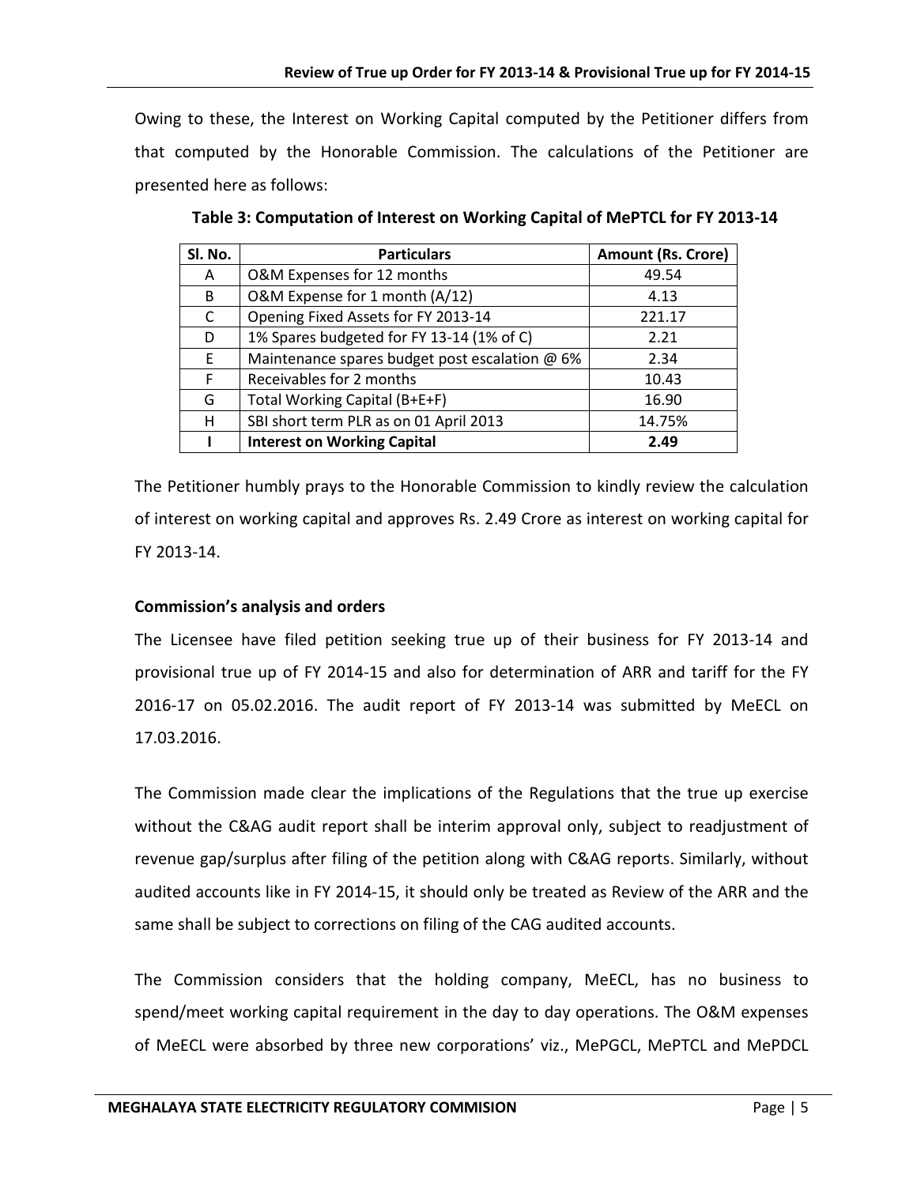Owing to these, the Interest on Working Capital computed by the Petitioner differs from that computed by the Honorable Commission. The calculations of the Petitioner are presented here as follows:

**Table 3: Computation of Interest on Working Capital of MePTCL for FY 2013-14**

| Sl. No. | Particulars | Amount (Rs. Crore) |
|---|---|---|
| A | O&M Expenses for 12 months | 49.54 |
| B | O&M Expense for 1 month (A/12) | 4.13 |
| C | Opening Fixed Assets for FY 2013-14 | 221.17 |
| D | 1% Spares budgeted for FY 13-14 (1% of C) | 2.21 |
| E | Maintenance spares budget post escalation @ 6% | 2.34 |
| F | Receivables for 2 months | 10.43 |
| G | Total Working Capital (B+E+F) | 16.90 |
| H | SBI short term PLR as on 01 April 2013 | 14.75% |
| **I** | **Interest on Working Capital** | **2.49** |

The Petitioner humbly prays to the Honorable Commission to kindly review the calculation of interest on working capital and approves Rs. 2.49 Crore as interest on working capital for FY 2013-14.

**Commission's analysis and orders**

The Licensee have filed petition seeking true up of their business for FY 2013-14 and provisional true up of FY 2014-15 and also for determination of ARR and tariff for the FY 2016-17 on 05.02.2016. The audit report of FY 2013-14 was submitted by MeECL on 17.03.2016.

The Commission made clear the implications of the Regulations that the true up exercise without the C&AG audit report shall be interim approval only, subject to readjustment of revenue gap/surplus after filing of the petition along with C&AG reports. Similarly, without audited accounts like in FY 2014-15, it should only be treated as Review of the ARR and the same shall be subject to corrections on filing of the CAG audited accounts.

The Commission considers that the holding company, MeECL, has no business to spend/meet working capital requirement in the day to day operations. The O&M expenses of MeECL were absorbed by three new corporations' viz., MePGCL, MePTCL and MePDCL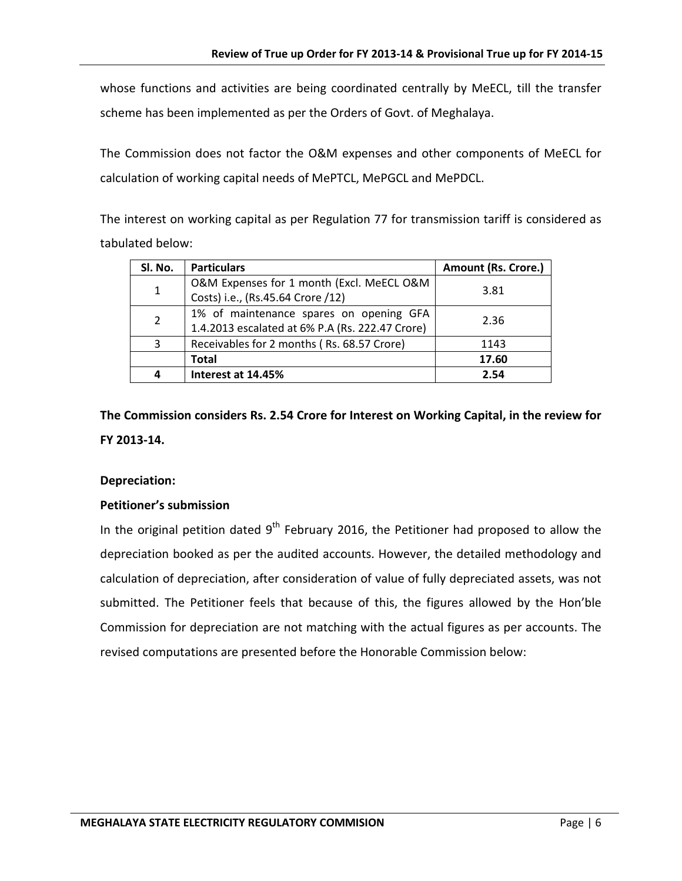whose functions and activities are being coordinated centrally by MeECL, till the transfer scheme has been implemented as per the Orders of Govt. of Meghalaya.

The Commission does not factor the O&M expenses and other components of MeECL for calculation of working capital needs of MePTCL, MePGCL and MePDCL.

The interest on working capital as per Regulation 77 for transmission tariff is considered as tabulated below:

| Sl. No. | Particulars | Amount (Rs. Crore.) |
|---|---|---|
| 1 | O&M Expenses for 1 month (Excl. MeECL O&M Costs) i.e., (Rs.45.64 Crore /12) | 3.81 |
| 2 | 1% of maintenance spares on opening GFA 1.4.2013 escalated at 6% P.A (Rs. 222.47 Crore) | 2.36 |
| 3 | Receivables for 2 months ( Rs. 68.57 Crore) | 1143 |
| | **Total** | **17.60** |
| **4** | **Interest at 14.45%** | **2.54** |

**The Commission considers Rs. 2.54 Crore for Interest on Working Capital, in the review for FY 2013-14.**

**Depreciation:**

**Petitioner's submission**

In the original petition dated 9th February 2016, the Petitioner had proposed to allow the depreciation booked as per the audited accounts. However, the detailed methodology and calculation of depreciation, after consideration of value of fully depreciated assets, was not submitted. The Petitioner feels that because of this, the figures allowed by the Hon'ble Commission for depreciation are not matching with the actual figures as per accounts. The revised computations are presented before the Honorable Commission below: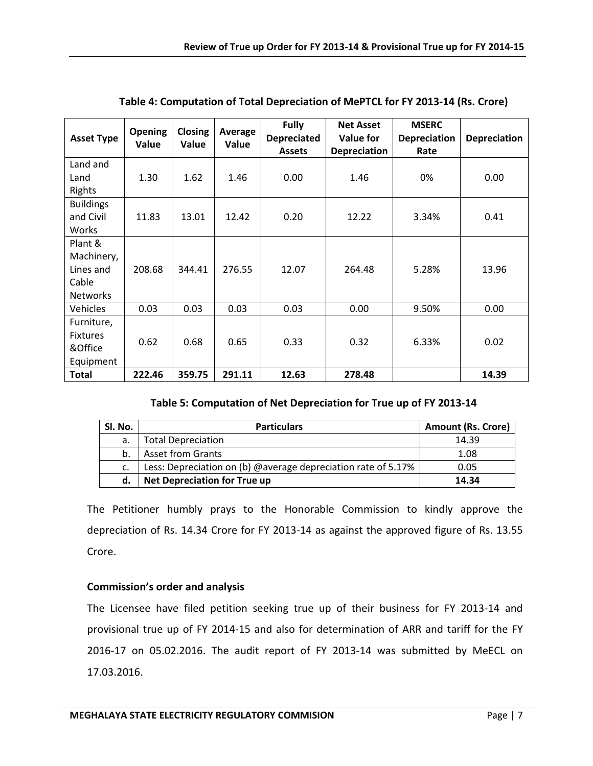**Table 4: Computation of Total Depreciation of MePTCL for FY 2013-14 (Rs. Crore)**

| Asset Type | Opening Value | Closing Value | Average Value | Fully Depreciated Assets | Net Asset Value for Depreciation | MSERC Depreciation Rate | Depreciation |
|---|---|---|---|---|---|---|---|
| Land and Land Rights | 1.30 | 1.62 | 1.46 | 0.00 | 1.46 | 0% | 0.00 |
| Buildings and Civil Works | 11.83 | 13.01 | 12.42 | 0.20 | 12.22 | 3.34% | 0.41 |
| Plant & Machinery, Lines and Cable Networks | 208.68 | 344.41 | 276.55 | 12.07 | 264.48 | 5.28% | 13.96 |
| Vehicles | 0.03 | 0.03 | 0.03 | 0.03 | 0.00 | 9.50% | 0.00 |
| Furniture, Fixtures &Office Equipment | 0.62 | 0.68 | 0.65 | 0.33 | 0.32 | 6.33% | 0.02 |
| **Total** | **222.46** | **359.75** | **291.11** | **12.63** | **278.48** | | **14.39** |

**Table 5: Computation of Net Depreciation for True up of FY 2013-14**

| Sl. No. | Particulars | Amount (Rs. Crore) |
|---|---|---|
| a. | Total Depreciation | 14.39 |
| b. | Asset from Grants | 1.08 |
| c. | Less: Depreciation on (b) @average depreciation rate of 5.17% | 0.05 |
| **d.** | **Net Depreciation for True up** | **14.34** |

The Petitioner humbly prays to the Honorable Commission to kindly approve the depreciation of Rs. 14.34 Crore for FY 2013-14 as against the approved figure of Rs. 13.55 Crore.

**Commission's order and analysis**

The Licensee have filed petition seeking true up of their business for FY 2013-14 and provisional true up of FY 2014-15 and also for determination of ARR and tariff for the FY 2016-17 on 05.02.2016. The audit report of FY 2013-14 was submitted by MeECL on 17.03.2016.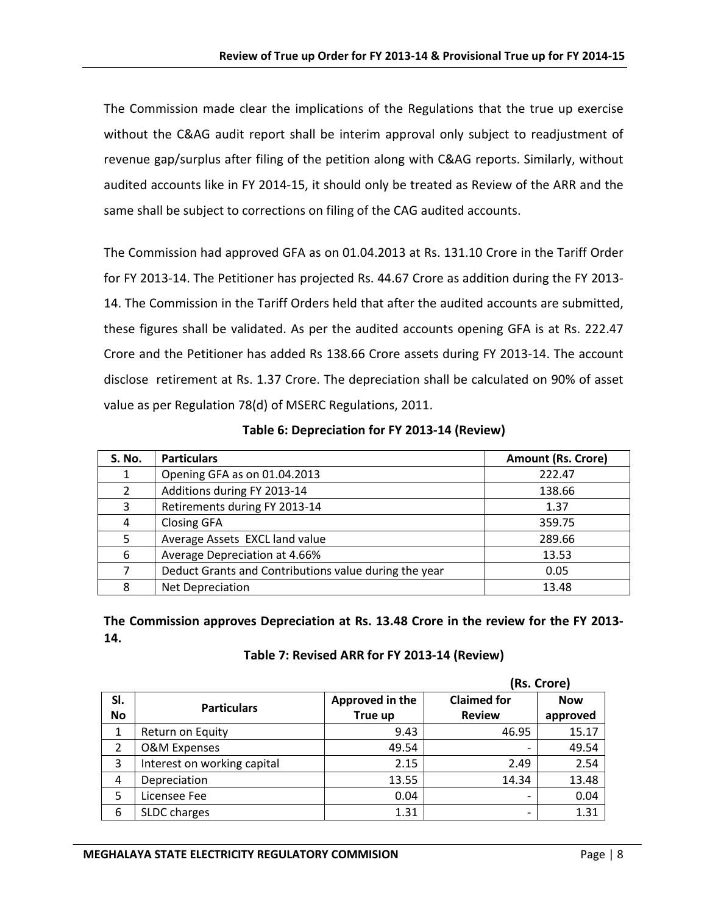The Commission made clear the implications of the Regulations that the true up exercise without the C&AG audit report shall be interim approval only subject to readjustment of revenue gap/surplus after filing of the petition along with C&AG reports. Similarly, without audited accounts like in FY 2014-15, it should only be treated as Review of the ARR and the same shall be subject to corrections on filing of the CAG audited accounts.

The Commission had approved GFA as on 01.04.2013 at Rs. 131.10 Crore in the Tariff Order for FY 2013-14. The Petitioner has projected Rs. 44.67 Crore as addition during the FY 2013-14. The Commission in the Tariff Orders held that after the audited accounts are submitted, these figures shall be validated. As per the audited accounts opening GFA is at Rs. 222.47 Crore and the Petitioner has added Rs 138.66 Crore assets during FY 2013-14. The account disclose retirement at Rs. 1.37 Crore. The depreciation shall be calculated on 90% of asset value as per Regulation 78(d) of MSERC Regulations, 2011.

**Table 6: Depreciation for FY 2013-14 (Review)**

| S. No. | Particulars | Amount (Rs. Crore) |
|---|---|---|
| 1 | Opening GFA as on 01.04.2013 | 222.47 |
| 2 | Additions during FY 2013-14 | 138.66 |
| 3 | Retirements during FY 2013-14 | 1.37 |
| 4 | Closing GFA | 359.75 |
| 5 | Average Assets EXCL land value | 289.66 |
| 6 | Average Depreciation at 4.66% | 13.53 |
| 7 | Deduct Grants and Contributions value during the year | 0.05 |
| 8 | Net Depreciation | 13.48 |

**The Commission approves Depreciation at Rs. 13.48 Crore in the review for the FY 2013-14.**

**Table 7: Revised ARR for FY 2013-14 (Review)**

(Rs. Crore)

| Sl. No | Particulars | Approved in the True up | Claimed for Review | Now approved |
|---|---|---|---|---|
| 1 | Return on Equity | 9.43 | 46.95 | 15.17 |
| 2 | O&M Expenses | 49.54 | - | 49.54 |
| 3 | Interest on working capital | 2.15 | 2.49 | 2.54 |
| 4 | Depreciation | 13.55 | 14.34 | 13.48 |
| 5 | Licensee Fee | 0.04 | - | 0.04 |
| 6 | SLDC charges | 1.31 | - | 1.31 |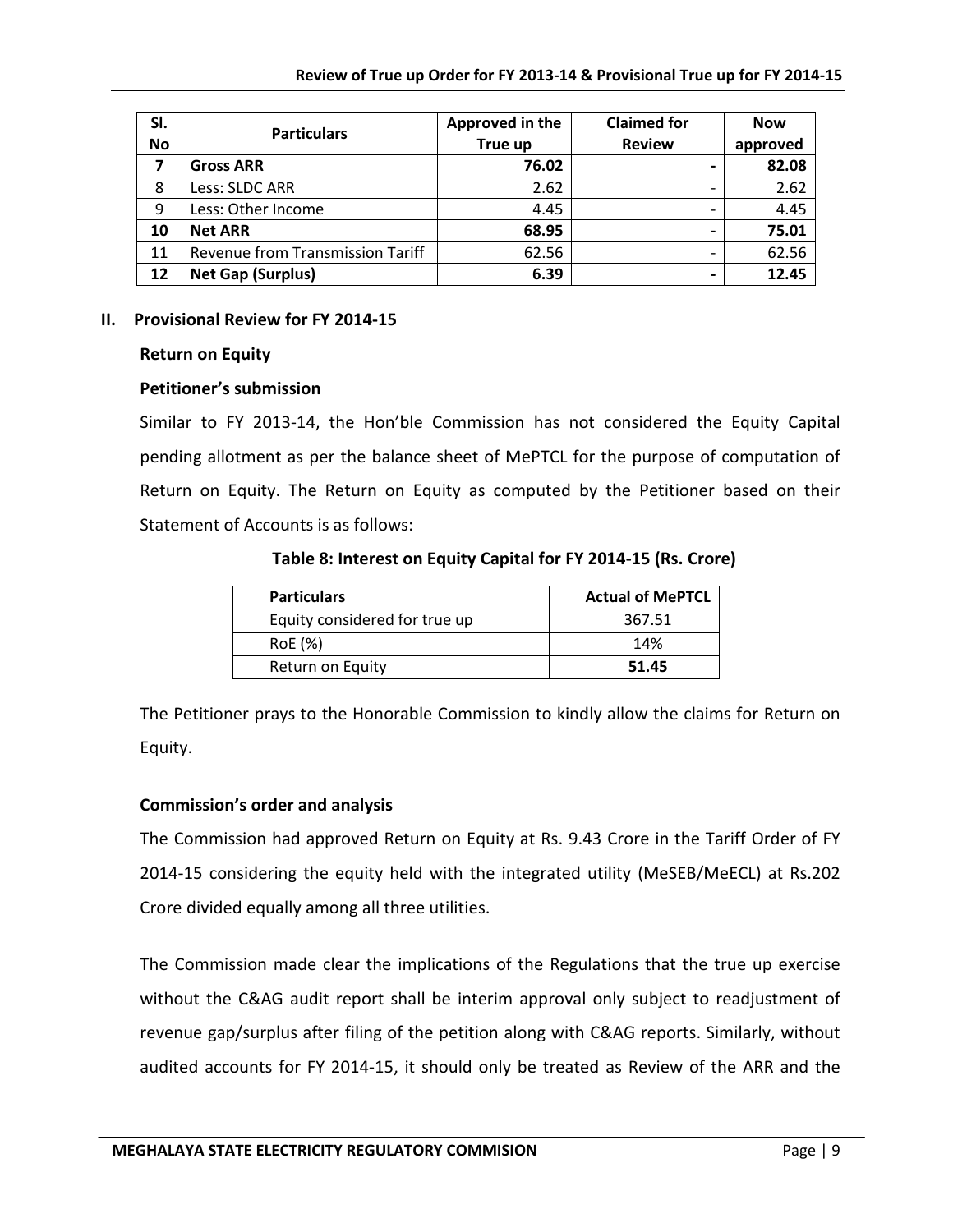| Sl. No | Particulars | Approved in the True up | Claimed for Review | Now approved |
|---|---|---|---|---|
| **7** | **Gross ARR** | **76.02** | **-** | **82.08** |
| 8 | Less: SLDC ARR | 2.62 | - | 2.62 |
| 9 | Less: Other Income | 4.45 | - | 4.45 |
| **10** | **Net ARR** | **68.95** | **-** | **75.01** |
| 11 | Revenue from Transmission Tariff | 62.56 | - | 62.56 |
| **12** | **Net Gap (Surplus)** | **6.39** | **-** | **12.45** |

## II. Provisional Review for FY 2014-15

### Return on Equity

#### Petitioner's submission

Similar to FY 2013-14, the Hon'ble Commission has not considered the Equity Capital pending allotment as per the balance sheet of MePTCL for the purpose of computation of Return on Equity. The Return on Equity as computed by the Petitioner based on their Statement of Accounts is as follows:

**Table 8: Interest on Equity Capital for FY 2014-15 (Rs. Crore)**

| Particulars | Actual of MePTCL |
|---|---|
| Equity considered for true up | 367.51 |
| RoE (%) | 14% |
| Return on Equity | **51.45** |

The Petitioner prays to the Honorable Commission to kindly allow the claims for Return on Equity.

#### Commission's order and analysis

The Commission had approved Return on Equity at Rs. 9.43 Crore in the Tariff Order of FY 2014-15 considering the equity held with the integrated utility (MeSEB/MeECL) at Rs.202 Crore divided equally among all three utilities.

The Commission made clear the implications of the Regulations that the true up exercise without the C&AG audit report shall be interim approval only subject to readjustment of revenue gap/surplus after filing of the petition along with C&AG reports. Similarly, without audited accounts for FY 2014-15, it should only be treated as Review of the ARR and the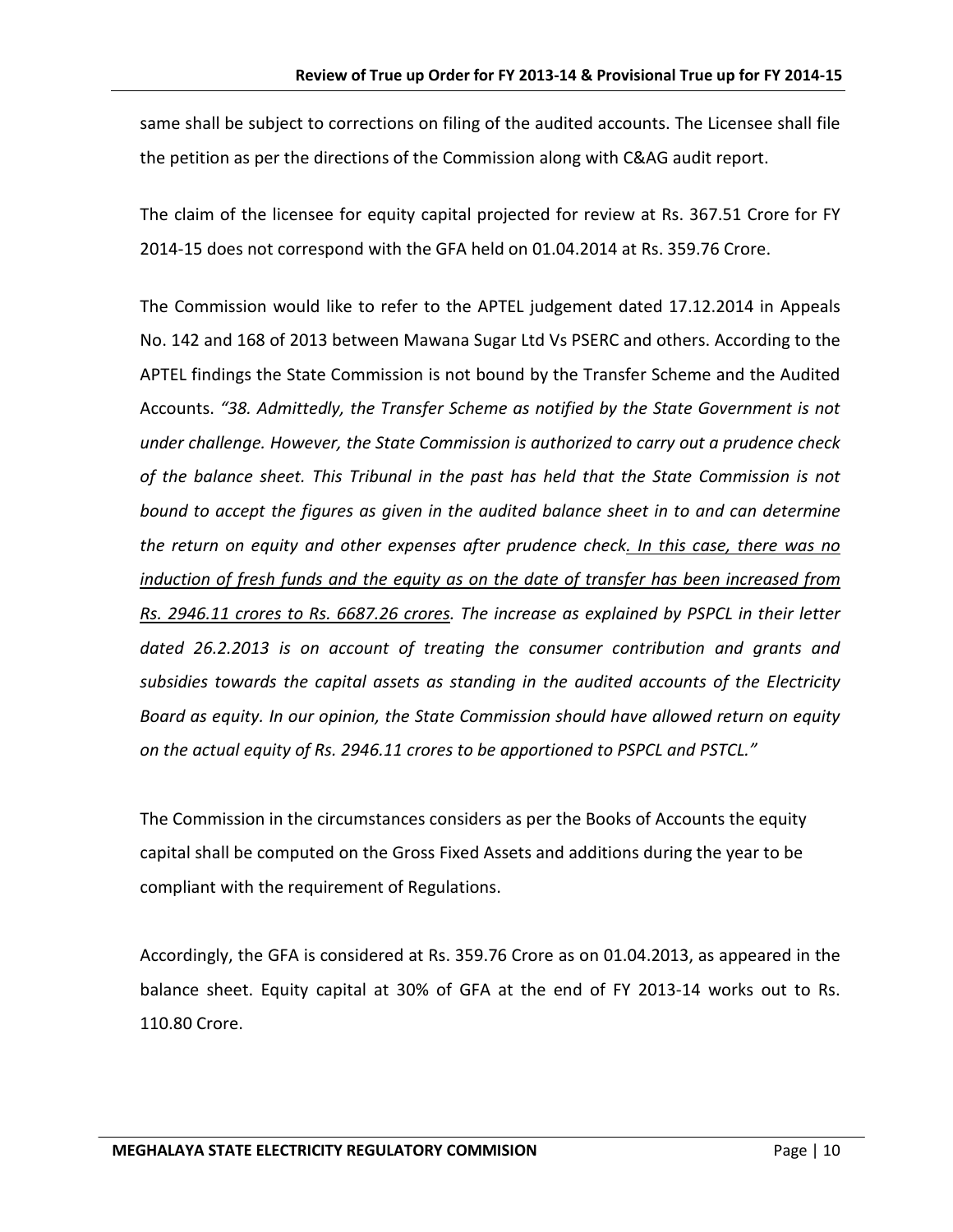same shall be subject to corrections on filing of the audited accounts. The Licensee shall file the petition as per the directions of the Commission along with C&AG audit report.

The claim of the licensee for equity capital projected for review at Rs. 367.51 Crore for FY 2014-15 does not correspond with the GFA held on 01.04.2014 at Rs. 359.76 Crore.

The Commission would like to refer to the APTEL judgement dated 17.12.2014 in Appeals No. 142 and 168 of 2013 between Mawana Sugar Ltd Vs PSERC and others. According to the APTEL findings the State Commission is not bound by the Transfer Scheme and the Audited Accounts. *"38. Admittedly, the Transfer Scheme as notified by the State Government is not under challenge. However, the State Commission is authorized to carry out a prudence check of the balance sheet. This Tribunal in the past has held that the State Commission is not bound to accept the figures as given in the audited balance sheet in to and can determine the return on equity and other expenses after prudence check. <u>In this case, there was no induction of fresh funds and the equity as on the date of transfer has been increased from Rs. 2946.11 crores to Rs. 6687.26 crores</u>. The increase as explained by PSPCL in their letter dated 26.2.2013 is on account of treating the consumer contribution and grants and subsidies towards the capital assets as standing in the audited accounts of the Electricity Board as equity. In our opinion, the State Commission should have allowed return on equity on the actual equity of Rs. 2946.11 crores to be apportioned to PSPCL and PSTCL."*

The Commission in the circumstances considers as per the Books of Accounts the equity capital shall be computed on the Gross Fixed Assets and additions during the year to be compliant with the requirement of Regulations.

Accordingly, the GFA is considered at Rs. 359.76 Crore as on 01.04.2013, as appeared in the balance sheet. Equity capital at 30% of GFA at the end of FY 2013-14 works out to Rs. 110.80 Crore.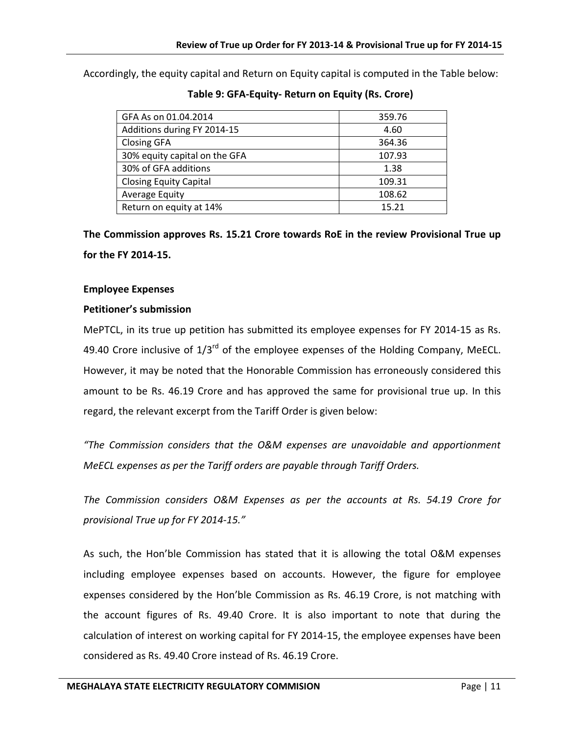Accordingly, the equity capital and Return on Equity capital is computed in the Table below:

**Table 9: GFA-Equity- Return on Equity (Rs. Crore)**

| | |
|---|---|
| GFA As on 01.04.2014 | 359.76 |
| Additions during FY 2014-15 | 4.60 |
| Closing GFA | 364.36 |
| 30% equity capital on the GFA | 107.93 |
| 30% of GFA additions | 1.38 |
| Closing Equity Capital | 109.31 |
| Average Equity | 108.62 |
| Return on equity at 14% | 15.21 |

**The Commission approves Rs. 15.21 Crore towards RoE in the review Provisional True up for the FY 2014-15.**

**Employee Expenses**

**Petitioner's submission**

MePTCL, in its true up petition has submitted its employee expenses for FY 2014-15 as Rs. 49.40 Crore inclusive of 1/3rd of the employee expenses of the Holding Company, MeECL. However, it may be noted that the Honorable Commission has erroneously considered this amount to be Rs. 46.19 Crore and has approved the same for provisional true up. In this regard, the relevant excerpt from the Tariff Order is given below:

*"The Commission considers that the O&M expenses are unavoidable and apportionment MeECL expenses as per the Tariff orders are payable through Tariff Orders.*

*The Commission considers O&M Expenses as per the accounts at Rs. 54.19 Crore for provisional True up for FY 2014-15."*

As such, the Hon'ble Commission has stated that it is allowing the total O&M expenses including employee expenses based on accounts. However, the figure for employee expenses considered by the Hon'ble Commission as Rs. 46.19 Crore, is not matching with the account figures of Rs. 49.40 Crore. It is also important to note that during the calculation of interest on working capital for FY 2014-15, the employee expenses have been considered as Rs. 49.40 Crore instead of Rs. 46.19 Crore.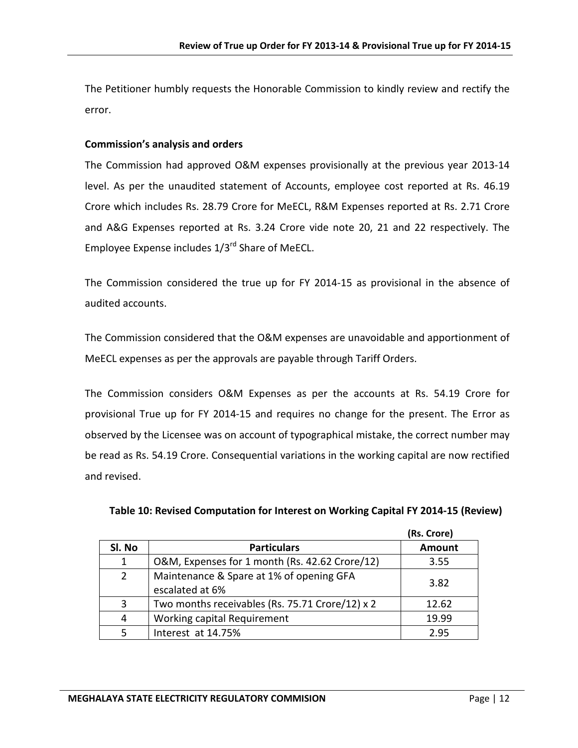The Petitioner humbly requests the Honorable Commission to kindly review and rectify the error.

**Commission's analysis and orders**

The Commission had approved O&M expenses provisionally at the previous year 2013-14 level. As per the unaudited statement of Accounts, employee cost reported at Rs. 46.19 Crore which includes Rs. 28.79 Crore for MeECL, R&M Expenses reported at Rs. 2.71 Crore and A&G Expenses reported at Rs. 3.24 Crore vide note 20, 21 and 22 respectively. The Employee Expense includes 1/3rd Share of MeECL.

The Commission considered the true up for FY 2014-15 as provisional in the absence of audited accounts.

The Commission considered that the O&M expenses are unavoidable and apportionment of MeECL expenses as per the approvals are payable through Tariff Orders.

The Commission considers O&M Expenses as per the accounts at Rs. 54.19 Crore for provisional True up for FY 2014-15 and requires no change for the present. The Error as observed by the Licensee was on account of typographical mistake, the correct number may be read as Rs. 54.19 Crore. Consequential variations in the working capital are now rectified and revised.

**Table 10: Revised Computation for Interest on Working Capital FY 2014-15 (Review)**

(Rs. Crore)

| Sl. No | Particulars | Amount |
|---|---|---|
| 1 | O&M, Expenses for 1 month (Rs. 42.62 Crore/12) | 3.55 |
| 2 | Maintenance & Spare at 1% of opening GFA escalated at 6% | 3.82 |
| 3 | Two months receivables (Rs. 75.71 Crore/12) x 2 | 12.62 |
| 4 | Working capital Requirement | 19.99 |
| 5 | Interest at 14.75% | 2.95 |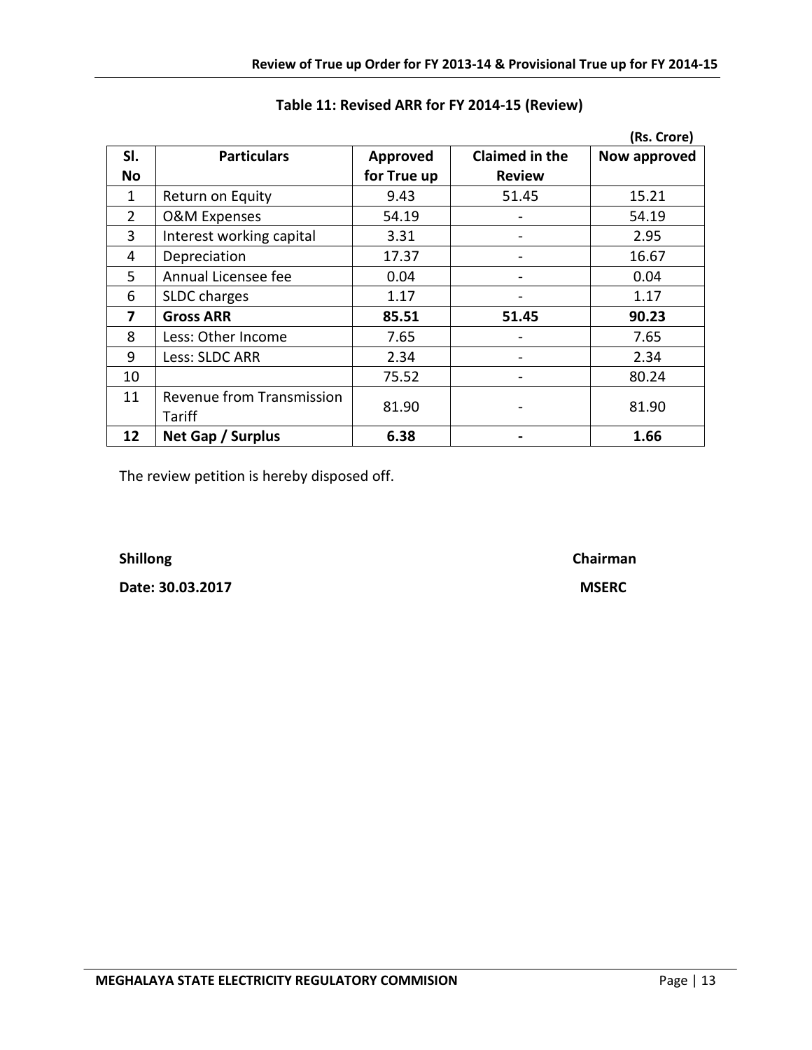**Table 11: Revised ARR for FY 2014-15 (Review)**

(Rs. Crore)

| Sl. No | Particulars | Approved for True up | Claimed in the Review | Now approved |
|---|---|---|---|---|
| 1 | Return on Equity | 9.43 | 51.45 | 15.21 |
| 2 | O&M Expenses | 54.19 | - | 54.19 |
| 3 | Interest working capital | 3.31 | - | 2.95 |
| 4 | Depreciation | 17.37 | - | 16.67 |
| 5 | Annual Licensee fee | 0.04 | - | 0.04 |
| 6 | SLDC charges | 1.17 | - | 1.17 |
| **7** | **Gross ARR** | **85.51** | **51.45** | **90.23** |
| 8 | Less: Other Income | 7.65 | - | 7.65 |
| 9 | Less: SLDC ARR | 2.34 | - | 2.34 |
| 10 | | 75.52 | - | 80.24 |
| 11 | Revenue from Transmission Tariff | 81.90 | - | 81.90 |
| **12** | **Net Gap / Surplus** | **6.38** | **-** | **1.66** |

The review petition is hereby disposed off.

**Shillong** **Chairman**

**Date: 30.03.2017** **MSERC**